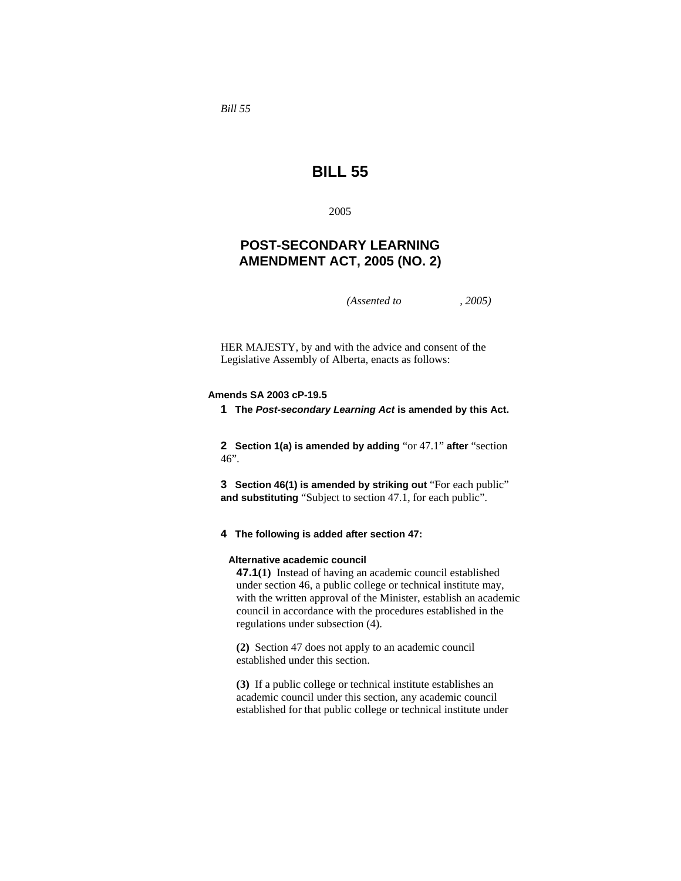*Bill 55*

# BILL 55

2005

## POST-SECONDARY LEARNING AMENDMENT ACT, 2005 (NO. 2)

*(Assented to , 2005)*

HER MAJESTY, by and with the advice and consent of the Legislative Assembly of Alberta, enacts as follows:

**Amends SA 2003 cP-19.5**

**1 The *Post-secondary Learning Act* is amended by this Act.**

**2 Section 1(a) is amended by adding** "or 47.1" **after** "section 46".

**3 Section 46(1) is amended by striking out** "For each public" **and substituting** "Subject to section 47.1, for each public".

**4 The following is added after section 47:**

**Alternative academic council**

**47.1(1)** Instead of having an academic council established under section 46, a public college or technical institute may, with the written approval of the Minister, establish an academic council in accordance with the procedures established in the regulations under subsection (4).

**(2)** Section 47 does not apply to an academic council established under this section.

**(3)** If a public college or technical institute establishes an academic council under this section, any academic council established for that public college or technical institute under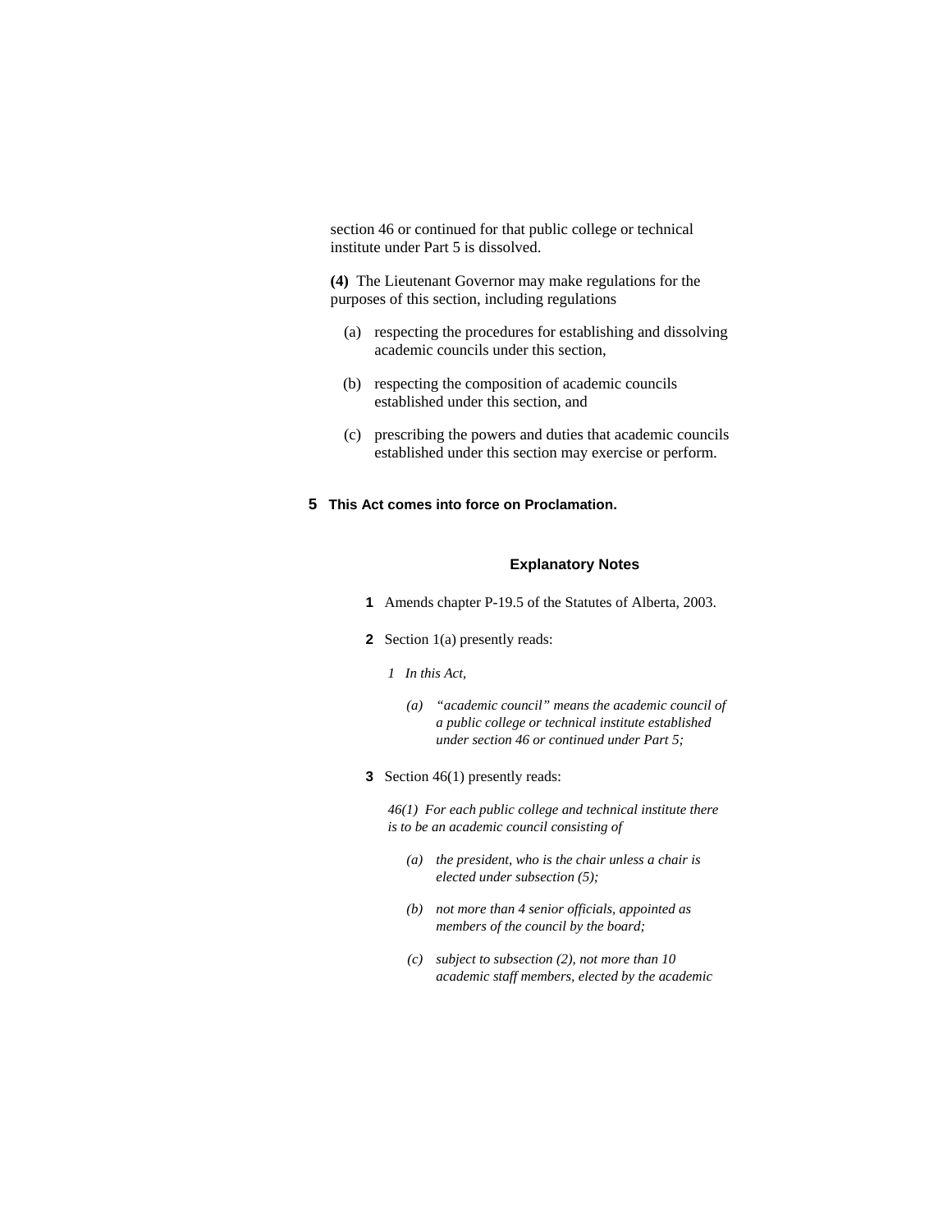section 46 or continued for that public college or technical institute under Part 5 is dissolved.

**(4)** The Lieutenant Governor may make regulations for the purposes of this section, including regulations

(a) respecting the procedures for establishing and dissolving academic councils under this section,

(b) respecting the composition of academic councils established under this section, and

(c) prescribing the powers and duties that academic councils established under this section may exercise or perform.

**5 This Act comes into force on Proclamation.**

### Explanatory Notes

**1** Amends chapter P-19.5 of the Statutes of Alberta, 2003.

**2** Section 1(a) presently reads:

*1 In this Act,*

*(a) "academic council" means the academic council of a public college or technical institute established under section 46 or continued under Part 5;*

**3** Section 46(1) presently reads:

*46(1) For each public college and technical institute there is to be an academic council consisting of*

*(a) the president, who is the chair unless a chair is elected under subsection (5);*

*(b) not more than 4 senior officials, appointed as members of the council by the board;*

*(c) subject to subsection (2), not more than 10 academic staff members, elected by the academic*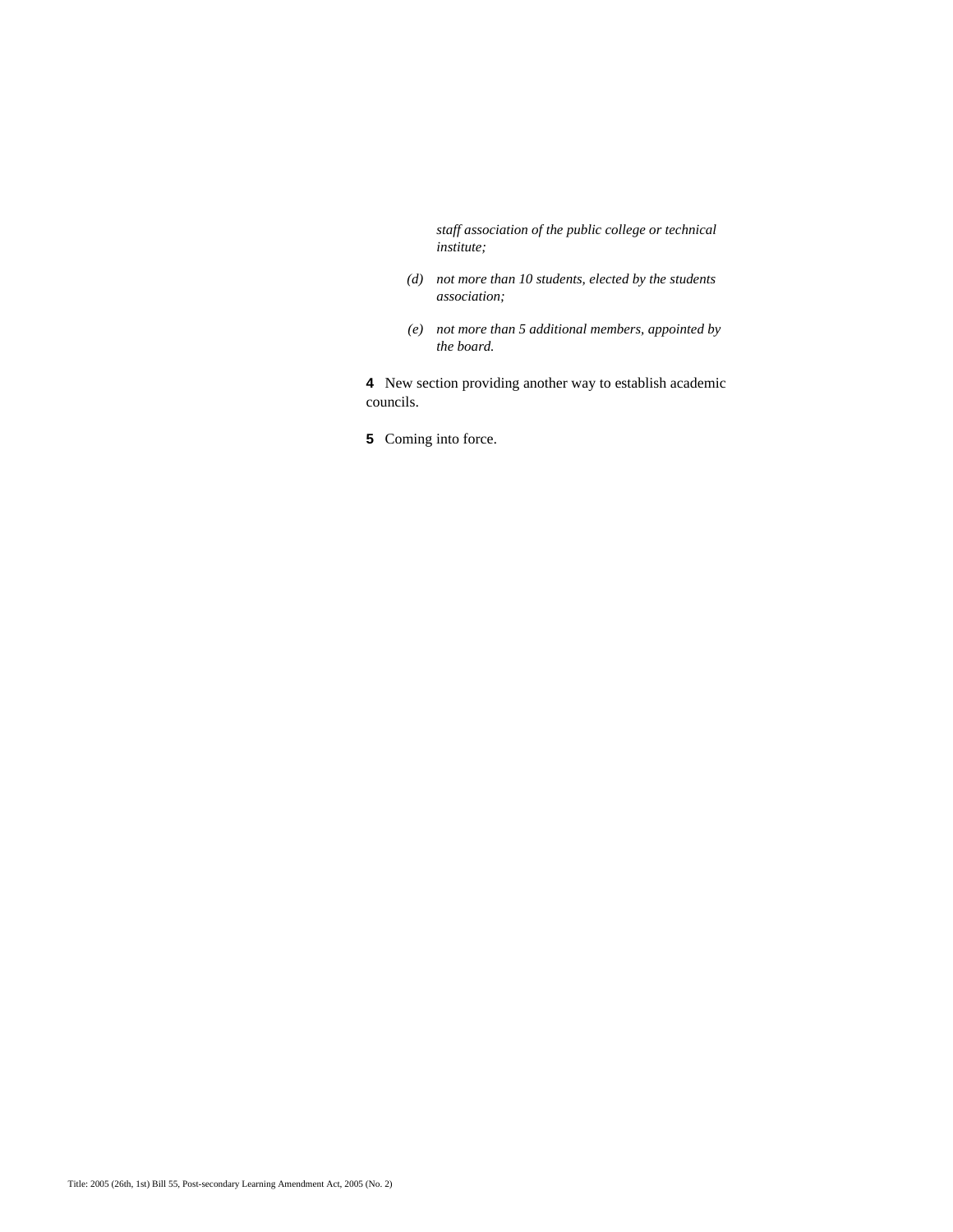*staff association of the public college or technical institute;*

*(d) not more than 10 students, elected by the students association;*

*(e) not more than 5 additional members, appointed by the board.*

**4** New section providing another way to establish academic councils.

**5** Coming into force.